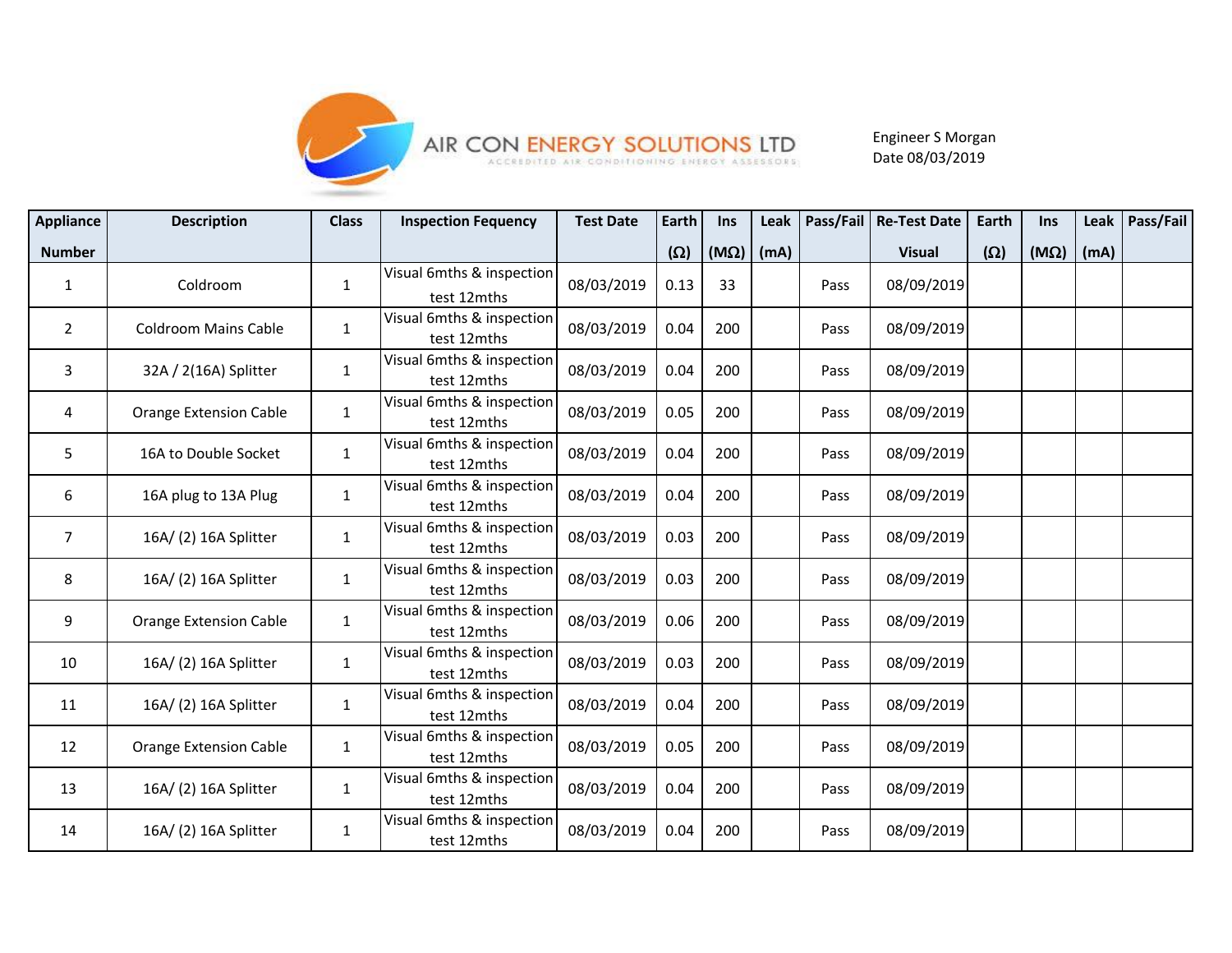AIR CON ENERGY SOLUTIONS LTD
ACCREDITED AIR CONDITIONING ENERGY ASSESSORS

Engineer S Morgan
Date 08/03/2019

| Appliance Number | Description | Class | Inspection Fequency | Test Date | Earth (Ω) | Ins (MΩ) | Leak (mA) | Pass/Fail | Re-Test Date Visual | Earth (Ω) | Ins (MΩ) | Leak (mA) | Pass/Fail |
|---|---|---|---|---|---|---|---|---|---|---|---|---|---|
| 1 | Coldroom | 1 | Visual 6mths & inspection test 12mths | 08/03/2019 | 0.13 | 33 | | Pass | 08/09/2019 | | | | |
| 2 | Coldroom Mains Cable | 1 | Visual 6mths & inspection test 12mths | 08/03/2019 | 0.04 | 200 | | Pass | 08/09/2019 | | | | |
| 3 | 32A / 2(16A) Splitter | 1 | Visual 6mths & inspection test 12mths | 08/03/2019 | 0.04 | 200 | | Pass | 08/09/2019 | | | | |
| 4 | Orange Extension Cable | 1 | Visual 6mths & inspection test 12mths | 08/03/2019 | 0.05 | 200 | | Pass | 08/09/2019 | | | | |
| 5 | 16A to Double Socket | 1 | Visual 6mths & inspection test 12mths | 08/03/2019 | 0.04 | 200 | | Pass | 08/09/2019 | | | | |
| 6 | 16A plug to 13A Plug | 1 | Visual 6mths & inspection test 12mths | 08/03/2019 | 0.04 | 200 | | Pass | 08/09/2019 | | | | |
| 7 | 16A/ (2) 16A Splitter | 1 | Visual 6mths & inspection test 12mths | 08/03/2019 | 0.03 | 200 | | Pass | 08/09/2019 | | | | |
| 8 | 16A/ (2) 16A Splitter | 1 | Visual 6mths & inspection test 12mths | 08/03/2019 | 0.03 | 200 | | Pass | 08/09/2019 | | | | |
| 9 | Orange Extension Cable | 1 | Visual 6mths & inspection test 12mths | 08/03/2019 | 0.06 | 200 | | Pass | 08/09/2019 | | | | |
| 10 | 16A/ (2) 16A Splitter | 1 | Visual 6mths & inspection test 12mths | 08/03/2019 | 0.03 | 200 | | Pass | 08/09/2019 | | | | |
| 11 | 16A/ (2) 16A Splitter | 1 | Visual 6mths & inspection test 12mths | 08/03/2019 | 0.04 | 200 | | Pass | 08/09/2019 | | | | |
| 12 | Orange Extension Cable | 1 | Visual 6mths & inspection test 12mths | 08/03/2019 | 0.05 | 200 | | Pass | 08/09/2019 | | | | |
| 13 | 16A/ (2) 16A Splitter | 1 | Visual 6mths & inspection test 12mths | 08/03/2019 | 0.04 | 200 | | Pass | 08/09/2019 | | | | |
| 14 | 16A/ (2) 16A Splitter | 1 | Visual 6mths & inspection test 12mths | 08/03/2019 | 0.04 | 200 | | Pass | 08/09/2019 | | | | |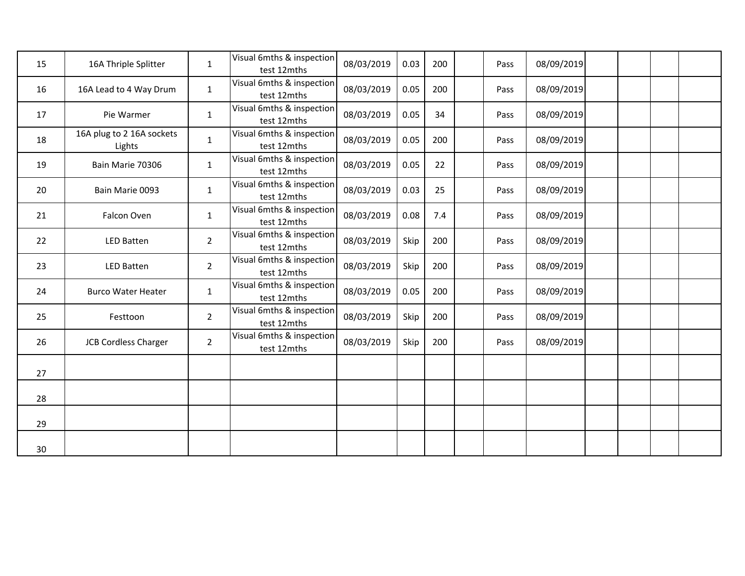| | | | | | | | | | | | | | |
|---|---|---|---|---|---|---|---|---|---|---|---|---|---|
| 15 | 16A Thriple Splitter | 1 | Visual 6mths & inspection test 12mths | 08/03/2019 | 0.03 | 200 | | Pass | 08/09/2019 | | | | |
| 16 | 16A Lead to 4 Way Drum | 1 | Visual 6mths & inspection test 12mths | 08/03/2019 | 0.05 | 200 | | Pass | 08/09/2019 | | | | |
| 17 | Pie Warmer | 1 | Visual 6mths & inspection test 12mths | 08/03/2019 | 0.05 | 34 | | Pass | 08/09/2019 | | | | |
| 18 | 16A plug to 2 16A sockets Lights | 1 | Visual 6mths & inspection test 12mths | 08/03/2019 | 0.05 | 200 | | Pass | 08/09/2019 | | | | |
| 19 | Bain Marie 70306 | 1 | Visual 6mths & inspection test 12mths | 08/03/2019 | 0.05 | 22 | | Pass | 08/09/2019 | | | | |
| 20 | Bain Marie 0093 | 1 | Visual 6mths & inspection test 12mths | 08/03/2019 | 0.03 | 25 | | Pass | 08/09/2019 | | | | |
| 21 | Falcon Oven | 1 | Visual 6mths & inspection test 12mths | 08/03/2019 | 0.08 | 7.4 | | Pass | 08/09/2019 | | | | |
| 22 | LED Batten | 2 | Visual 6mths & inspection test 12mths | 08/03/2019 | Skip | 200 | | Pass | 08/09/2019 | | | | |
| 23 | LED Batten | 2 | Visual 6mths & inspection test 12mths | 08/03/2019 | Skip | 200 | | Pass | 08/09/2019 | | | | |
| 24 | Burco Water Heater | 1 | Visual 6mths & inspection test 12mths | 08/03/2019 | 0.05 | 200 | | Pass | 08/09/2019 | | | | |
| 25 | Festtoon | 2 | Visual 6mths & inspection test 12mths | 08/03/2019 | Skip | 200 | | Pass | 08/09/2019 | | | | |
| 26 | JCB Cordless Charger | 2 | Visual 6mths & inspection test 12mths | 08/03/2019 | Skip | 200 | | Pass | 08/09/2019 | | | | |
| 27 | | | | | | | | | | | | | |
| 28 | | | | | | | | | | | | | |
| 29 | | | | | | | | | | | | | |
| 30 | | | | | | | | | | | | | |